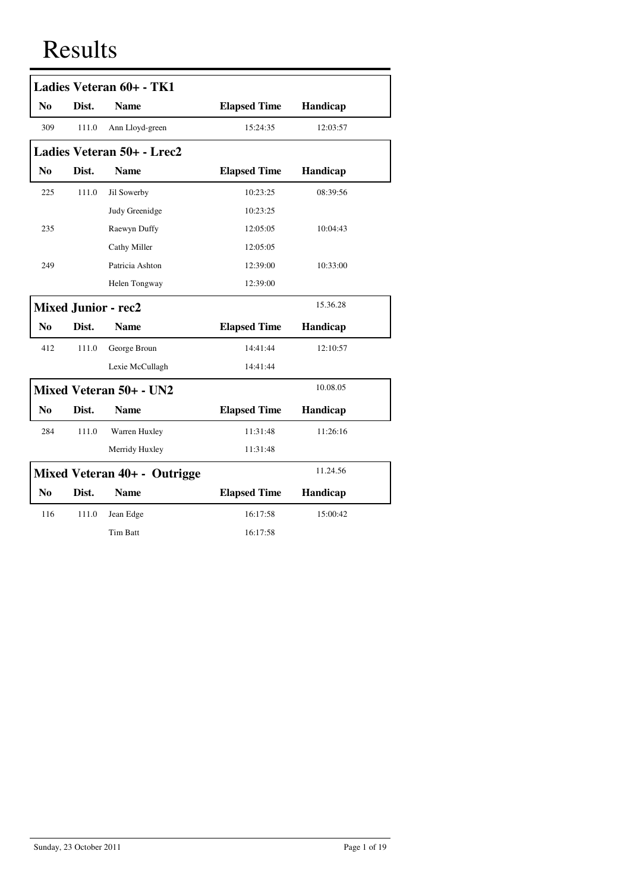# Results

## Ladies Veteran 60+ - TK1

| No | Dist. | Name | Elapsed Time | Handicap |
|---|---|---|---|---|
| 309 | 111.0 | Ann Lloyd-green | 15:24:35 | 12:03:57 |

## Ladies Veteran 50+ - Lrec2

| No | Dist. | Name | Elapsed Time | Handicap |
|---|---|---|---|---|
| 225 | 111.0 | Jil Sowerby | 10:23:25 | 08:39:56 |
| | | Judy Greenidge | 10:23:25 | |
| 235 | | Raewyn Duffy | 12:05:05 | 10:04:43 |
| | | Cathy Miller | 12:05:05 | |
| 249 | | Patricia Ashton | 12:39:00 | 10:33:00 |
| | | Helen Tongway | 12:39:00 | |

## Mixed Junior - rec2

15.36.28

| No | Dist. | Name | Elapsed Time | Handicap |
|---|---|---|---|---|
| 412 | 111.0 | George Broun | 14:41:44 | 12:10:57 |
| | | Lexie McCullagh | 14:41:44 | |

## Mixed Veteran 50+ - UN2

10.08.05

| No | Dist. | Name | Elapsed Time | Handicap |
|---|---|---|---|---|
| 284 | 111.0 | Warren Huxley | 11:31:48 | 11:26:16 |
| | | Merridy Huxley | 11:31:48 | |

## Mixed Veteran 40+ - Outrigge

11.24.56

| No | Dist. | Name | Elapsed Time | Handicap |
|---|---|---|---|---|
| 116 | 111.0 | Jean Edge | 16:17:58 | 15:00:42 |
| | | Tim Batt | 16:17:58 | |

Sunday, 23 October 2011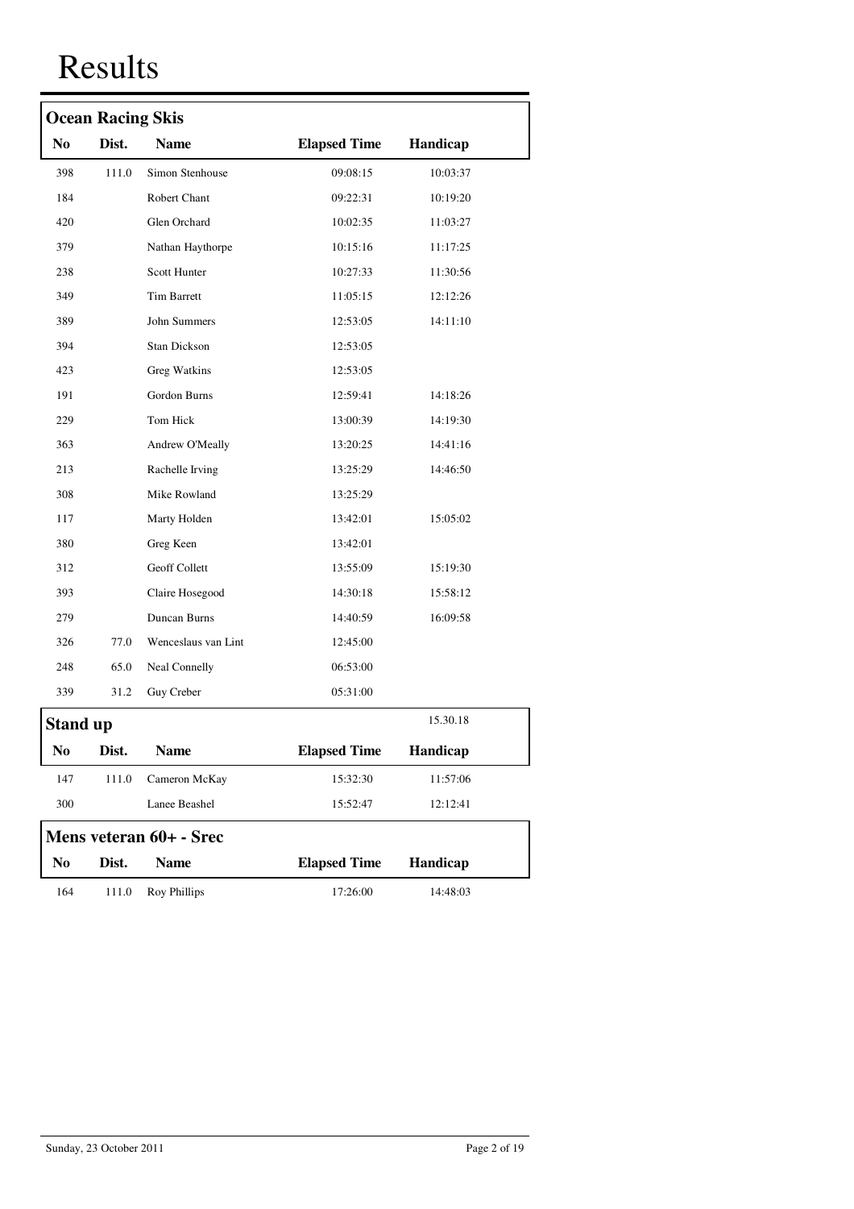# Results

## Ocean Racing Skis

| No | Dist. | Name | Elapsed Time | Handicap |
|---|---|---|---|---|
| 398 | 111.0 | Simon Stenhouse | 09:08:15 | 10:03:37 |
| 184 | | Robert Chant | 09:22:31 | 10:19:20 |
| 420 | | Glen Orchard | 10:02:35 | 11:03:27 |
| 379 | | Nathan Haythorpe | 10:15:16 | 11:17:25 |
| 238 | | Scott Hunter | 10:27:33 | 11:30:56 |
| 349 | | Tim Barrett | 11:05:15 | 12:12:26 |
| 389 | | John Summers | 12:53:05 | 14:11:10 |
| 394 | | Stan Dickson | 12:53:05 | |
| 423 | | Greg Watkins | 12:53:05 | |
| 191 | | Gordon Burns | 12:59:41 | 14:18:26 |
| 229 | | Tom Hick | 13:00:39 | 14:19:30 |
| 363 | | Andrew O'Meally | 13:20:25 | 14:41:16 |
| 213 | | Rachelle Irving | 13:25:29 | 14:46:50 |
| 308 | | Mike Rowland | 13:25:29 | |
| 117 | | Marty Holden | 13:42:01 | 15:05:02 |
| 380 | | Greg Keen | 13:42:01 | |
| 312 | | Geoff Collett | 13:55:09 | 15:19:30 |
| 393 | | Claire Hosegood | 14:30:18 | 15:58:12 |
| 279 | | Duncan Burns | 14:40:59 | 16:09:58 |
| 326 | 77.0 | Wenceslaus van Lint | 12:45:00 | |
| 248 | 65.0 | Neal Connelly | 06:53:00 | |
| 339 | 31.2 | Guy Creber | 05:31:00 | |

## Stand up

15.30.18

| No | Dist. | Name | Elapsed Time | Handicap |
|---|---|---|---|---|
| 147 | 111.0 | Cameron McKay | 15:32:30 | 11:57:06 |
| 300 | | Lanee Beashel | 15:52:47 | 12:12:41 |

## Mens veteran 60+ - Srec

| No | Dist. | Name | Elapsed Time | Handicap |
|---|---|---|---|---|
| 164 | 111.0 | Roy Phillips | 17:26:00 | 14:48:03 |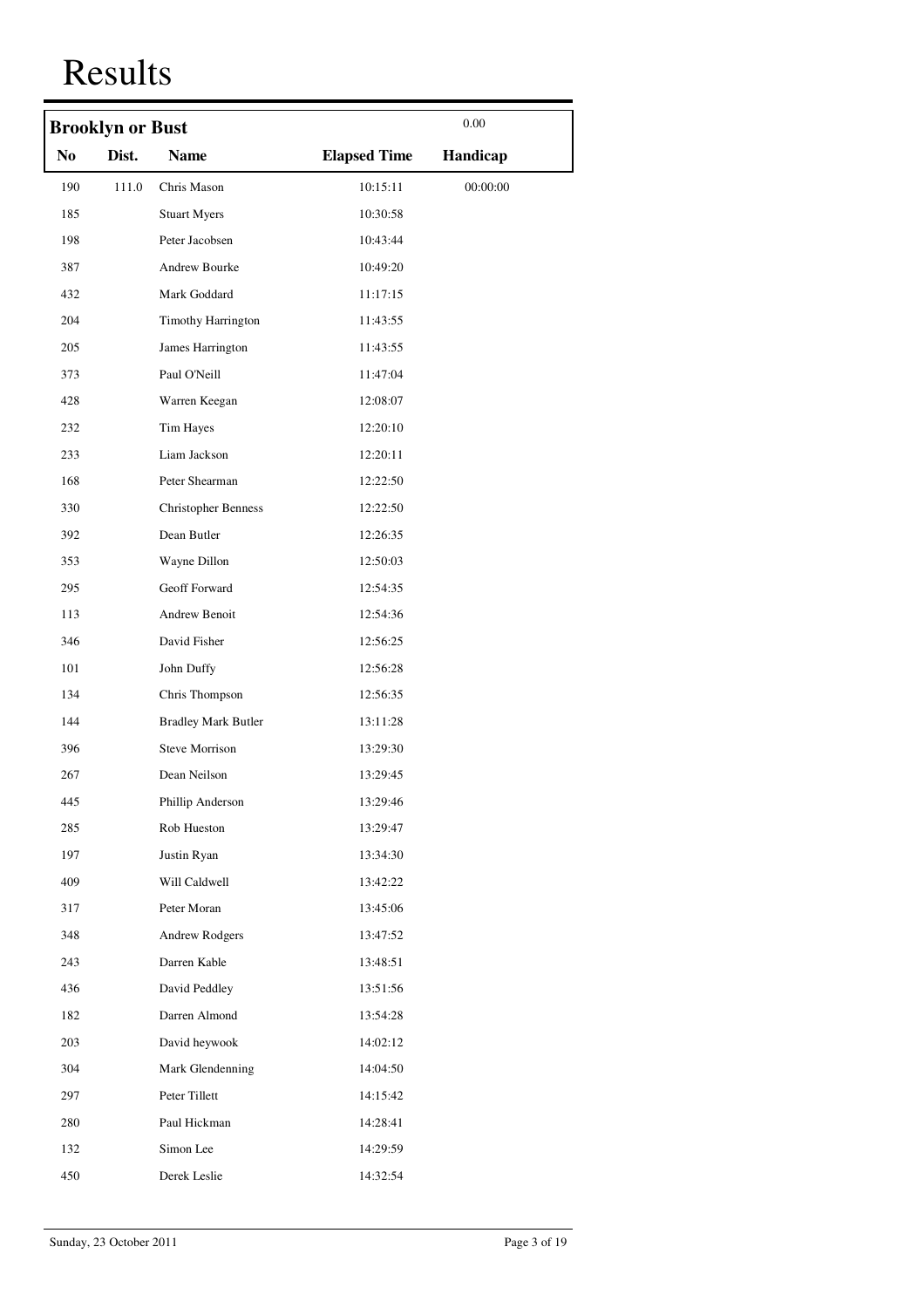# Results

## Brooklyn or Bust

0.00

| No | Dist. | Name | Elapsed Time | Handicap |
|---|---|---|---|---|
| 190 | 111.0 | Chris Mason | 10:15:11 | 00:00:00 |
| 185 | | Stuart Myers | 10:30:58 | |
| 198 | | Peter Jacobsen | 10:43:44 | |
| 387 | | Andrew Bourke | 10:49:20 | |
| 432 | | Mark Goddard | 11:17:15 | |
| 204 | | Timothy Harrington | 11:43:55 | |
| 205 | | James Harrington | 11:43:55 | |
| 373 | | Paul O'Neill | 11:47:04 | |
| 428 | | Warren Keegan | 12:08:07 | |
| 232 | | Tim Hayes | 12:20:10 | |
| 233 | | Liam Jackson | 12:20:11 | |
| 168 | | Peter Shearman | 12:22:50 | |
| 330 | | Christopher Benness | 12:22:50 | |
| 392 | | Dean Butler | 12:26:35 | |
| 353 | | Wayne Dillon | 12:50:03 | |
| 295 | | Geoff Forward | 12:54:35 | |
| 113 | | Andrew Benoit | 12:54:36 | |
| 346 | | David Fisher | 12:56:25 | |
| 101 | | John Duffy | 12:56:28 | |
| 134 | | Chris Thompson | 12:56:35 | |
| 144 | | Bradley Mark Butler | 13:11:28 | |
| 396 | | Steve Morrison | 13:29:30 | |
| 267 | | Dean Neilson | 13:29:45 | |
| 445 | | Phillip Anderson | 13:29:46 | |
| 285 | | Rob Hueston | 13:29:47 | |
| 197 | | Justin Ryan | 13:34:30 | |
| 409 | | Will Caldwell | 13:42:22 | |
| 317 | | Peter Moran | 13:45:06 | |
| 348 | | Andrew Rodgers | 13:47:52 | |
| 243 | | Darren Kable | 13:48:51 | |
| 436 | | David Peddley | 13:51:56 | |
| 182 | | Darren Almond | 13:54:28 | |
| 203 | | David heywook | 14:02:12 | |
| 304 | | Mark Glendenning | 14:04:50 | |
| 297 | | Peter Tillett | 14:15:42 | |
| 280 | | Paul Hickman | 14:28:41 | |
| 132 | | Simon Lee | 14:29:59 | |
| 450 | | Derek Leslie | 14:32:54 | |

Sunday, 23 October 2011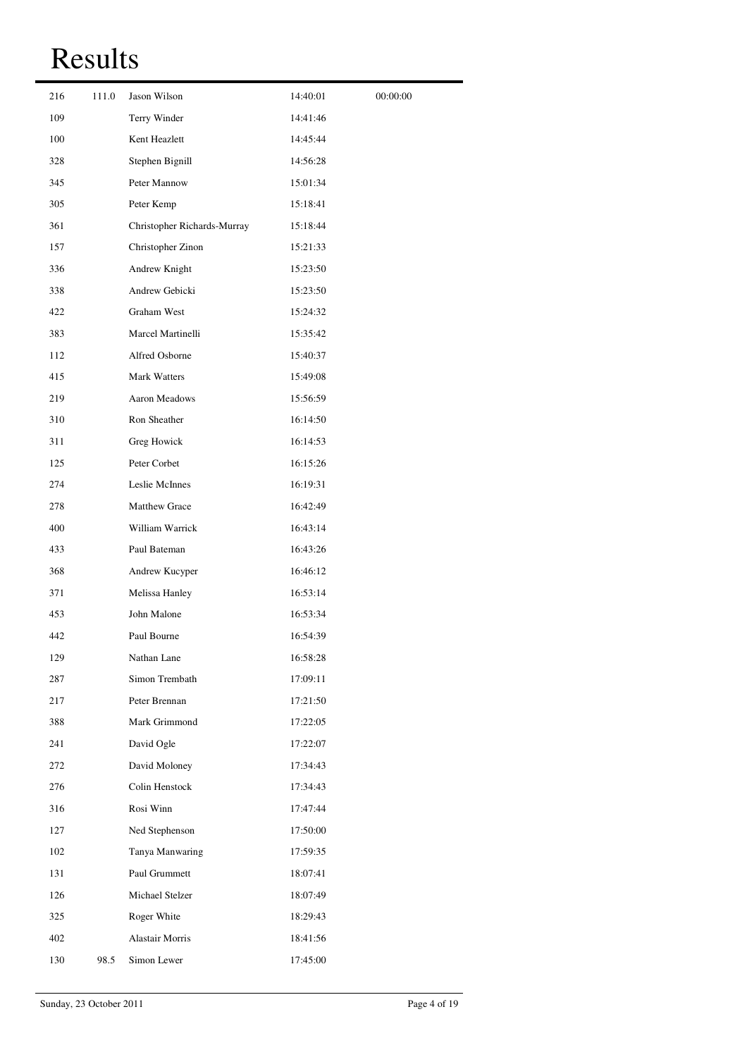# Results

| | | | | |
|---|---|---|---|---|
| 216 | 111.0 | Jason Wilson | 14:40:01 | 00:00:00 |
| 109 | | Terry Winder | 14:41:46 | |
| 100 | | Kent Heazlett | 14:45:44 | |
| 328 | | Stephen Bignill | 14:56:28 | |
| 345 | | Peter Mannow | 15:01:34 | |
| 305 | | Peter Kemp | 15:18:41 | |
| 361 | | Christopher Richards-Murray | 15:18:44 | |
| 157 | | Christopher Zinon | 15:21:33 | |
| 336 | | Andrew Knight | 15:23:50 | |
| 338 | | Andrew Gebicki | 15:23:50 | |
| 422 | | Graham West | 15:24:32 | |
| 383 | | Marcel Martinelli | 15:35:42 | |
| 112 | | Alfred Osborne | 15:40:37 | |
| 415 | | Mark Watters | 15:49:08 | |
| 219 | | Aaron Meadows | 15:56:59 | |
| 310 | | Ron Sheather | 16:14:50 | |
| 311 | | Greg Howick | 16:14:53 | |
| 125 | | Peter Corbet | 16:15:26 | |
| 274 | | Leslie McInnes | 16:19:31 | |
| 278 | | Matthew Grace | 16:42:49 | |
| 400 | | William Warrick | 16:43:14 | |
| 433 | | Paul Bateman | 16:43:26 | |
| 368 | | Andrew Kucyper | 16:46:12 | |
| 371 | | Melissa Hanley | 16:53:14 | |
| 453 | | John Malone | 16:53:34 | |
| 442 | | Paul Bourne | 16:54:39 | |
| 129 | | Nathan Lane | 16:58:28 | |
| 287 | | Simon Trembath | 17:09:11 | |
| 217 | | Peter Brennan | 17:21:50 | |
| 388 | | Mark Grimmond | 17:22:05 | |
| 241 | | David Ogle | 17:22:07 | |
| 272 | | David Moloney | 17:34:43 | |
| 276 | | Colin Henstock | 17:34:43 | |
| 316 | | Rosi Winn | 17:47:44 | |
| 127 | | Ned Stephenson | 17:50:00 | |
| 102 | | Tanya Manwaring | 17:59:35 | |
| 131 | | Paul Grummett | 18:07:41 | |
| 126 | | Michael Stelzer | 18:07:49 | |
| 325 | | Roger White | 18:29:43 | |
| 402 | | Alastair Morris | 18:41:56 | |
| 130 | 98.5 | Simon Lewer | 17:45:00 | |

Sunday, 23 October 2011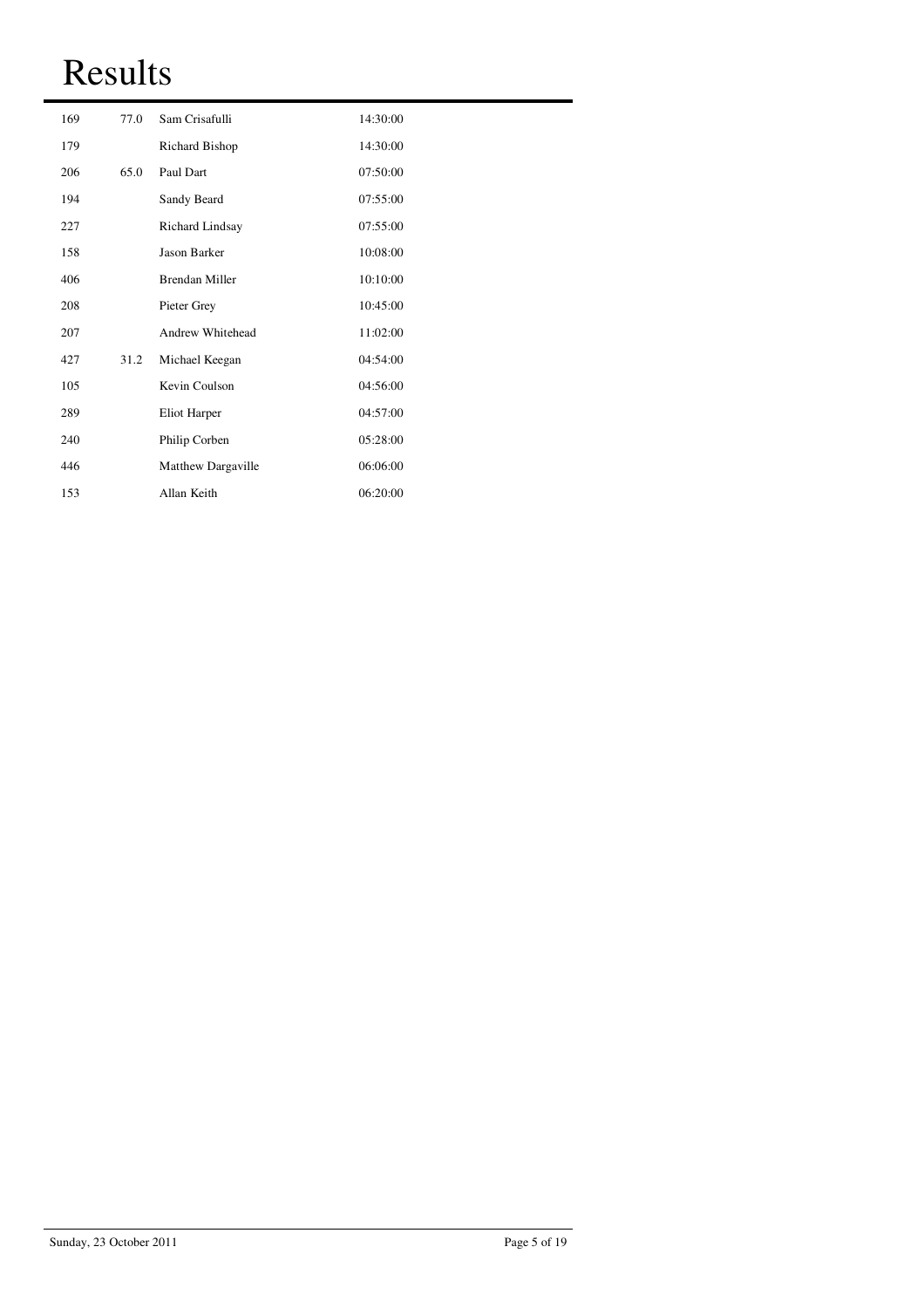# Results

| | | | |
|---|---|---|---|
| 169 | 77.0 | Sam Crisafulli | 14:30:00 |
| 179 | | Richard Bishop | 14:30:00 |
| 206 | 65.0 | Paul Dart | 07:50:00 |
| 194 | | Sandy Beard | 07:55:00 |
| 227 | | Richard Lindsay | 07:55:00 |
| 158 | | Jason Barker | 10:08:00 |
| 406 | | Brendan Miller | 10:10:00 |
| 208 | | Pieter Grey | 10:45:00 |
| 207 | | Andrew Whitehead | 11:02:00 |
| 427 | 31.2 | Michael Keegan | 04:54:00 |
| 105 | | Kevin Coulson | 04:56:00 |
| 289 | | Eliot Harper | 04:57:00 |
| 240 | | Philip Corben | 05:28:00 |
| 446 | | Matthew Dargaville | 06:06:00 |
| 153 | | Allan Keith | 06:20:00 |

Sunday, 23 October 2011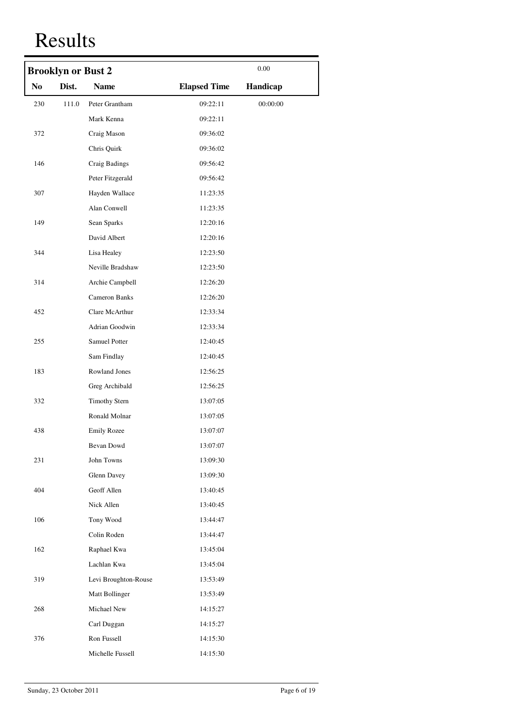# Results

| Brooklyn or Bust 2 | | | | 0.00 |
|---|---|---|---|---|
| **No** | **Dist.** | **Name** | **Elapsed Time** | **Handicap** |
| 230 | 111.0 | Peter Grantham | 09:22:11 | 00:00:00 |
| | | Mark Kenna | 09:22:11 | |
| 372 | | Craig Mason | 09:36:02 | |
| | | Chris Quirk | 09:36:02 | |
| 146 | | Craig Badings | 09:56:42 | |
| | | Peter Fitzgerald | 09:56:42 | |
| 307 | | Hayden Wallace | 11:23:35 | |
| | | Alan Conwell | 11:23:35 | |
| 149 | | Sean Sparks | 12:20:16 | |
| | | David Albert | 12:20:16 | |
| 344 | | Lisa Healey | 12:23:50 | |
| | | Neville Bradshaw | 12:23:50 | |
| 314 | | Archie Campbell | 12:26:20 | |
| | | Cameron Banks | 12:26:20 | |
| 452 | | Clare McArthur | 12:33:34 | |
| | | Adrian Goodwin | 12:33:34 | |
| 255 | | Samuel Potter | 12:40:45 | |
| | | Sam Findlay | 12:40:45 | |
| 183 | | Rowland Jones | 12:56:25 | |
| | | Greg Archibald | 12:56:25 | |
| 332 | | Timothy Stern | 13:07:05 | |
| | | Ronald Molnar | 13:07:05 | |
| 438 | | Emily Rozee | 13:07:07 | |
| | | Bevan Dowd | 13:07:07 | |
| 231 | | John Towns | 13:09:30 | |
| | | Glenn Davey | 13:09:30 | |
| 404 | | Geoff Allen | 13:40:45 | |
| | | Nick Allen | 13:40:45 | |
| 106 | | Tony Wood | 13:44:47 | |
| | | Colin Roden | 13:44:47 | |
| 162 | | Raphael Kwa | 13:45:04 | |
| | | Lachlan Kwa | 13:45:04 | |
| 319 | | Levi Broughton-Rouse | 13:53:49 | |
| | | Matt Bollinger | 13:53:49 | |
| 268 | | Michael New | 14:15:27 | |
| | | Carl Duggan | 14:15:27 | |
| 376 | | Ron Fussell | 14:15:30 | |
| | | Michelle Fussell | 14:15:30 | |

Sunday, 23 October 2011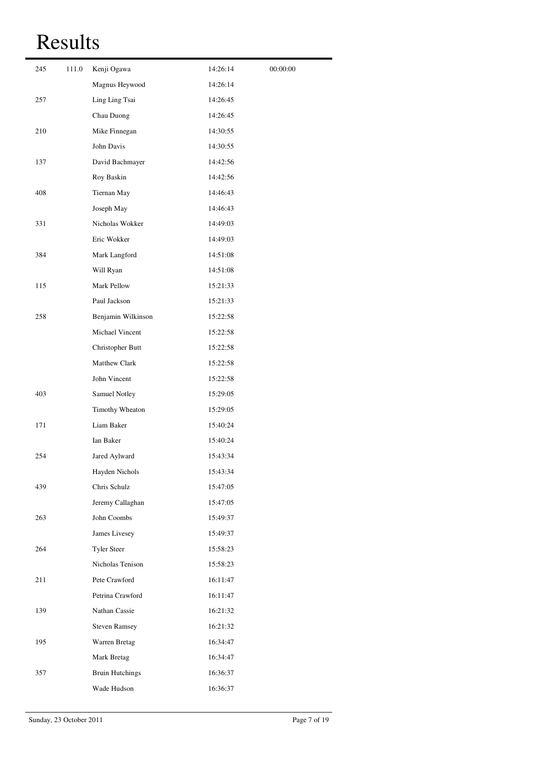# Results

| | | | | |
|---|---|---|---|---|
| 245 | 111.0 | Kenji Ogawa | 14:26:14 | 00:00:00 |
| | | Magnus Heywood | 14:26:14 | |
| 257 | | Ling Ling Tsai | 14:26:45 | |
| | | Chau Duong | 14:26:45 | |
| 210 | | Mike Finnegan | 14:30:55 | |
| | | John Davis | 14:30:55 | |
| 137 | | David Bachmayer | 14:42:56 | |
| | | Roy Baskin | 14:42:56 | |
| 408 | | Tiernan May | 14:46:43 | |
| | | Joseph May | 14:46:43 | |
| 331 | | Nicholas Wokker | 14:49:03 | |
| | | Eric Wokker | 14:49:03 | |
| 384 | | Mark Langford | 14:51:08 | |
| | | Will Ryan | 14:51:08 | |
| 115 | | Mark Pellow | 15:21:33 | |
| | | Paul Jackson | 15:21:33 | |
| 258 | | Benjamin Wilkinson | 15:22:58 | |
| | | Michael Vincent | 15:22:58 | |
| | | Christopher Butt | 15:22:58 | |
| | | Matthew Clark | 15:22:58 | |
| | | John Vincent | 15:22:58 | |
| 403 | | Samuel Notley | 15:29:05 | |
| | | Timothy Wheaton | 15:29:05 | |
| 171 | | Liam Baker | 15:40:24 | |
| | | Ian Baker | 15:40:24 | |
| 254 | | Jared Aylward | 15:43:34 | |
| | | Hayden Nichols | 15:43:34 | |
| 439 | | Chris Schulz | 15:47:05 | |
| | | Jeremy Callaghan | 15:47:05 | |
| 263 | | John Coombs | 15:49:37 | |
| | | James Livesey | 15:49:37 | |
| 264 | | Tyler Steer | 15:58:23 | |
| | | Nicholas Tenison | 15:58:23 | |
| 211 | | Pete Crawford | 16:11:47 | |
| | | Petrina Crawford | 16:11:47 | |
| 139 | | Nathan Cassie | 16:21:32 | |
| | | Steven Ramsey | 16:21:32 | |
| 195 | | Warren Bretag | 16:34:47 | |
| | | Mark Bretag | 16:34:47 | |
| 357 | | Bruin Hutchings | 16:36:37 | |
| | | Wade Hudson | 16:36:37 | |

Sunday, 23 October 2011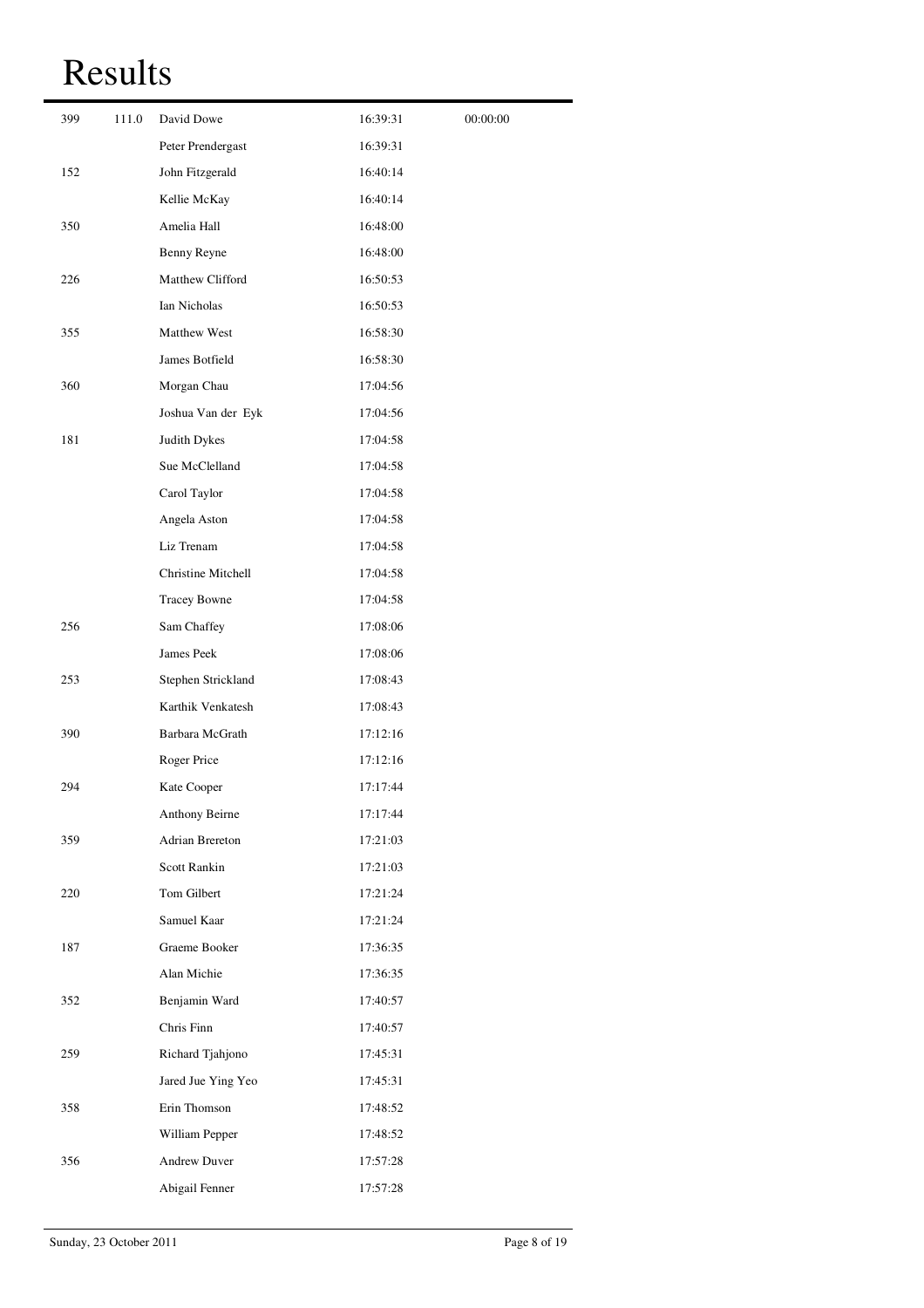# Results

| | | | | |
|---|---|---|---|---|
| 399 | 111.0 | David Dowe | 16:39:31 | 00:00:00 |
| | | Peter Prendergast | 16:39:31 | |
| 152 | | John Fitzgerald | 16:40:14 | |
| | | Kellie McKay | 16:40:14 | |
| 350 | | Amelia Hall | 16:48:00 | |
| | | Benny Reyne | 16:48:00 | |
| 226 | | Matthew Clifford | 16:50:53 | |
| | | Ian Nicholas | 16:50:53 | |
| 355 | | Matthew West | 16:58:30 | |
| | | James Botfield | 16:58:30 | |
| 360 | | Morgan Chau | 17:04:56 | |
| | | Joshua Van der Eyk | 17:04:56 | |
| 181 | | Judith Dykes | 17:04:58 | |
| | | Sue McClelland | 17:04:58 | |
| | | Carol Taylor | 17:04:58 | |
| | | Angela Aston | 17:04:58 | |
| | | Liz Trenam | 17:04:58 | |
| | | Christine Mitchell | 17:04:58 | |
| | | Tracey Bowne | 17:04:58 | |
| 256 | | Sam Chaffey | 17:08:06 | |
| | | James Peek | 17:08:06 | |
| 253 | | Stephen Strickland | 17:08:43 | |
| | | Karthik Venkatesh | 17:08:43 | |
| 390 | | Barbara McGrath | 17:12:16 | |
| | | Roger Price | 17:12:16 | |
| 294 | | Kate Cooper | 17:17:44 | |
| | | Anthony Beirne | 17:17:44 | |
| 359 | | Adrian Brereton | 17:21:03 | |
| | | Scott Rankin | 17:21:03 | |
| 220 | | Tom Gilbert | 17:21:24 | |
| | | Samuel Kaar | 17:21:24 | |
| 187 | | Graeme Booker | 17:36:35 | |
| | | Alan Michie | 17:36:35 | |
| 352 | | Benjamin Ward | 17:40:57 | |
| | | Chris Finn | 17:40:57 | |
| 259 | | Richard Tjahjono | 17:45:31 | |
| | | Jared Jue Ying Yeo | 17:45:31 | |
| 358 | | Erin Thomson | 17:48:52 | |
| | | William Pepper | 17:48:52 | |
| 356 | | Andrew Duver | 17:57:28 | |
| | | Abigail Fenner | 17:57:28 | |

Sunday, 23 October 2011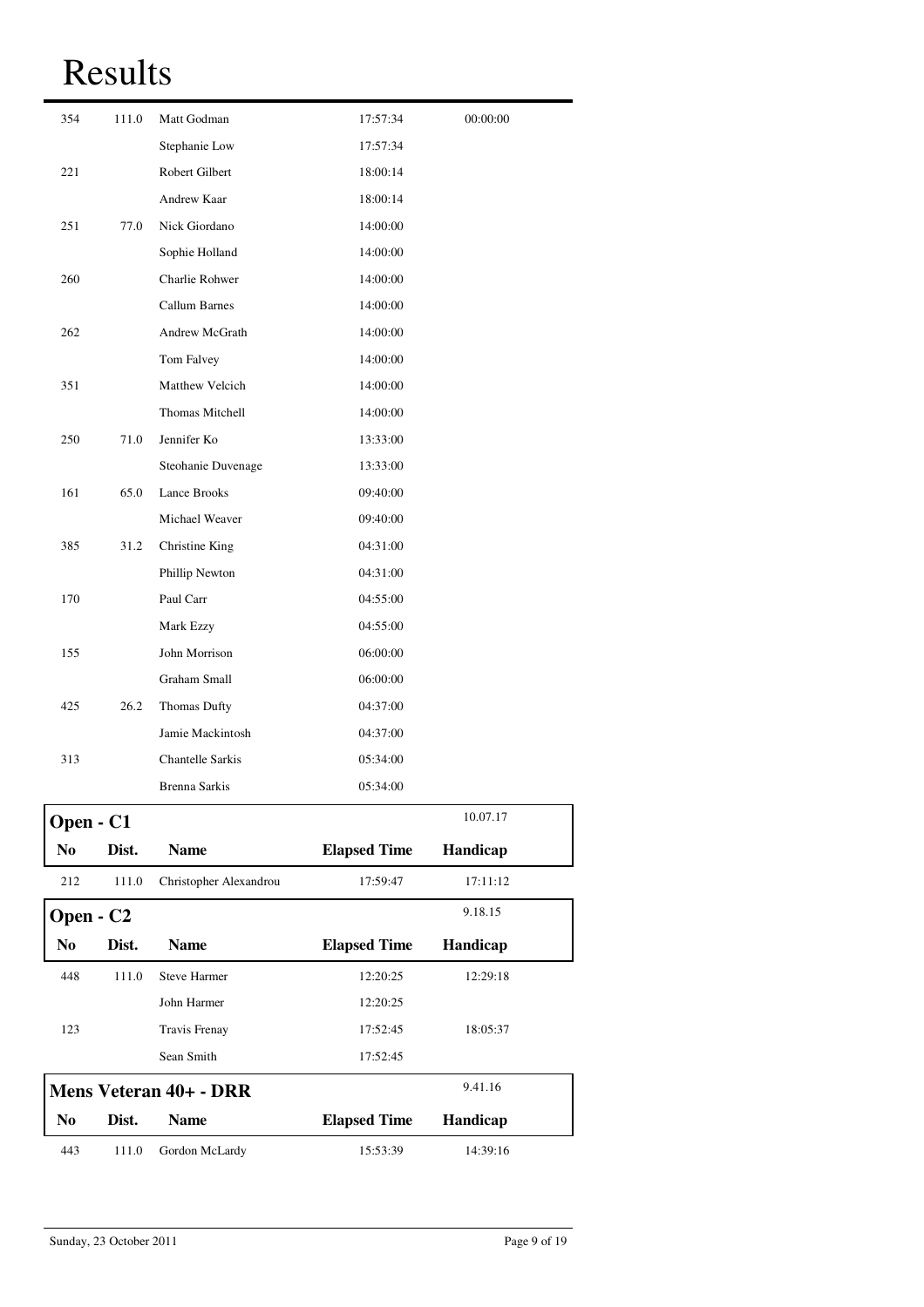# Results

| | | | | |
|---|---|---|---|---|
| 354 | 111.0 | Matt Godman | 17:57:34 | 00:00:00 |
| | | Stephanie Low | 17:57:34 | |
| 221 | | Robert Gilbert | 18:00:14 | |
| | | Andrew Kaar | 18:00:14 | |
| 251 | 77.0 | Nick Giordano | 14:00:00 | |
| | | Sophie Holland | 14:00:00 | |
| 260 | | Charlie Rohwer | 14:00:00 | |
| | | Callum Barnes | 14:00:00 | |
| 262 | | Andrew McGrath | 14:00:00 | |
| | | Tom Falvey | 14:00:00 | |
| 351 | | Matthew Velcich | 14:00:00 | |
| | | Thomas Mitchell | 14:00:00 | |
| 250 | 71.0 | Jennifer Ko | 13:33:00 | |
| | | Steohanie Duvenage | 13:33:00 | |
| 161 | 65.0 | Lance Brooks | 09:40:00 | |
| | | Michael Weaver | 09:40:00 | |
| 385 | 31.2 | Christine King | 04:31:00 | |
| | | Phillip Newton | 04:31:00 | |
| 170 | | Paul Carr | 04:55:00 | |
| | | Mark Ezzy | 04:55:00 | |
| 155 | | John Morrison | 06:00:00 | |
| | | Graham Small | 06:00:00 | |
| 425 | 26.2 | Thomas Dufty | 04:37:00 | |
| | | Jamie Mackintosh | 04:37:00 | |
| 313 | | Chantelle Sarkis | 05:34:00 | |
| | | Brenna Sarkis | 05:34:00 | |

## Open - C1

10.07.17

| No | Dist. | Name | Elapsed Time | Handicap |
|---|---|---|---|---|
| 212 | 111.0 | Christopher Alexandrou | 17:59:47 | 17:11:12 |

## Open - C2

9.18.15

| No | Dist. | Name | Elapsed Time | Handicap |
|---|---|---|---|---|
| 448 | 111.0 | Steve Harmer | 12:20:25 | 12:29:18 |
| | | John Harmer | 12:20:25 | |
| 123 | | Travis Frenay | 17:52:45 | 18:05:37 |
| | | Sean Smith | 17:52:45 | |

## Mens Veteran 40+ - DRR

9.41.16

| No | Dist. | Name | Elapsed Time | Handicap |
|---|---|---|---|---|
| 443 | 111.0 | Gordon McLardy | 15:53:39 | 14:39:16 |

Sunday, 23 October 2011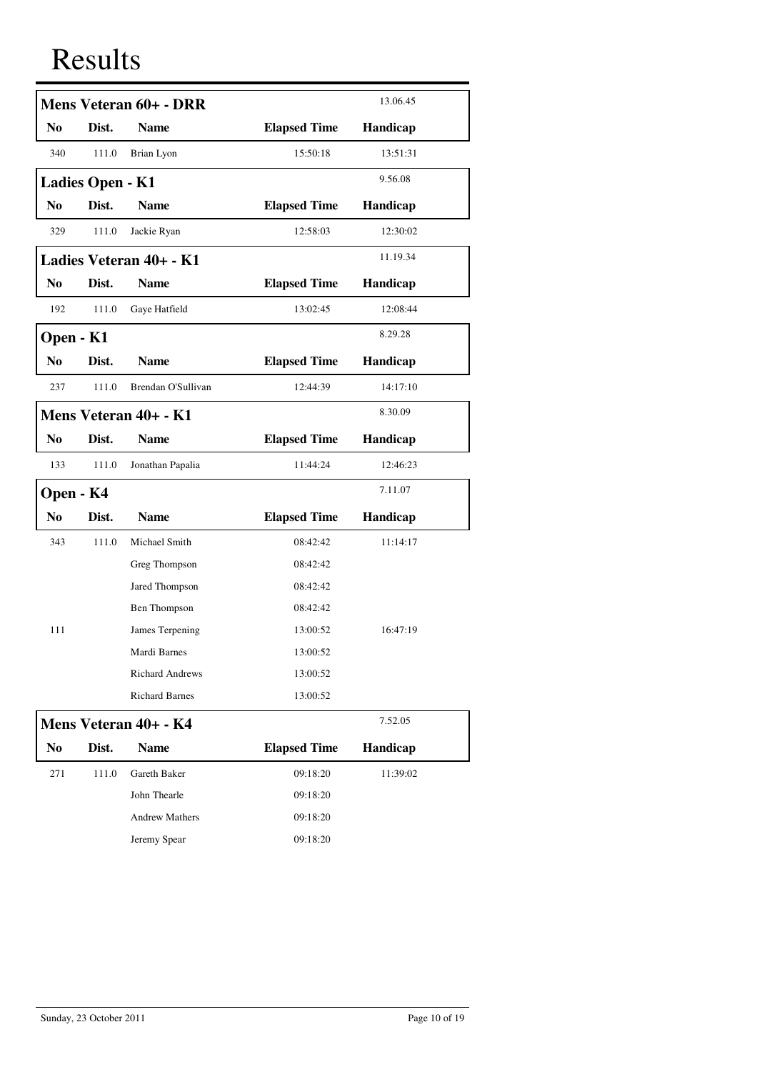# Results

| Mens Veteran 60+ - DRR | | | | 13.06.45 |
|---|---|---|---|---|
| **No** | **Dist.** | **Name** | **Elapsed Time** | **Handicap** |
| 340 | 111.0 | Brian Lyon | 15:50:18 | 13:51:31 |

| Ladies Open - K1 | | | | 9.56.08 |
|---|---|---|---|---|
| **No** | **Dist.** | **Name** | **Elapsed Time** | **Handicap** |
| 329 | 111.0 | Jackie Ryan | 12:58:03 | 12:30:02 |

| Ladies Veteran 40+ - K1 | | | | 11.19.34 |
|---|---|---|---|---|
| **No** | **Dist.** | **Name** | **Elapsed Time** | **Handicap** |
| 192 | 111.0 | Gaye Hatfield | 13:02:45 | 12:08:44 |

| Open - K1 | | | | 8.29.28 |
|---|---|---|---|---|
| **No** | **Dist.** | **Name** | **Elapsed Time** | **Handicap** |
| 237 | 111.0 | Brendan O'Sullivan | 12:44:39 | 14:17:10 |

| Mens Veteran 40+ - K1 | | | | 8.30.09 |
|---|---|---|---|---|
| **No** | **Dist.** | **Name** | **Elapsed Time** | **Handicap** |
| 133 | 111.0 | Jonathan Papalia | 11:44:24 | 12:46:23 |

| Open - K4 | | | | 7.11.07 |
|---|---|---|---|---|
| **No** | **Dist.** | **Name** | **Elapsed Time** | **Handicap** |
| 343 | 111.0 | Michael Smith | 08:42:42 | 11:14:17 |
| | | Greg Thompson | 08:42:42 | |
| | | Jared Thompson | 08:42:42 | |
| | | Ben Thompson | 08:42:42 | |
| 111 | | James Terpening | 13:00:52 | 16:47:19 |
| | | Mardi Barnes | 13:00:52 | |
| | | Richard Andrews | 13:00:52 | |
| | | Richard Barnes | 13:00:52 | |

| Mens Veteran 40+ - K4 | | | | 7.52.05 |
|---|---|---|---|---|
| **No** | **Dist.** | **Name** | **Elapsed Time** | **Handicap** |
| 271 | 111.0 | Gareth Baker | 09:18:20 | 11:39:02 |
| | | John Thearle | 09:18:20 | |
| | | Andrew Mathers | 09:18:20 | |
| | | Jeremy Spear | 09:18:20 | |

Sunday, 23 October 2011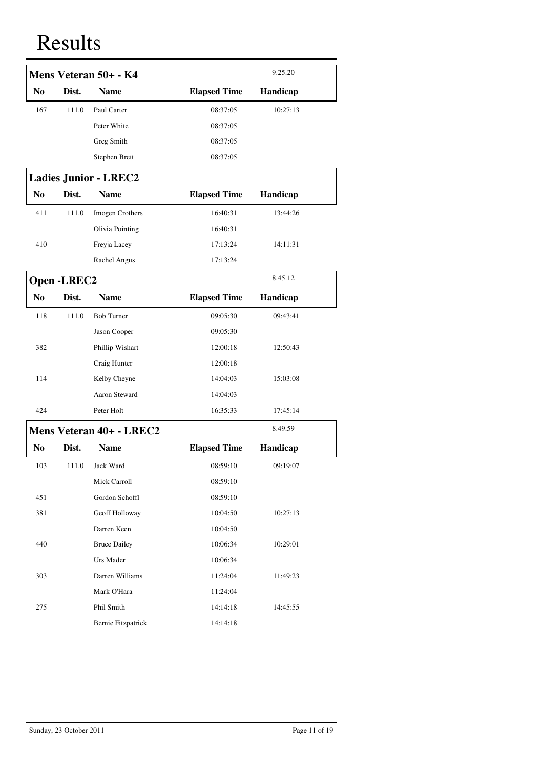# Results

## Mens Veteran 50+ - K4

9.25.20

| No | Dist. | Name | Elapsed Time | Handicap |
|---|---|---|---|---|
| 167 | 111.0 | Paul Carter | 08:37:05 | 10:27:13 |
| | | Peter White | 08:37:05 | |
| | | Greg Smith | 08:37:05 | |
| | | Stephen Brett | 08:37:05 | |

## Ladies Junior - LREC2

| No | Dist. | Name | Elapsed Time | Handicap |
|---|---|---|---|---|
| 411 | 111.0 | Imogen Crothers | 16:40:31 | 13:44:26 |
| | | Olivia Pointing | 16:40:31 | |
| 410 | | Freyja Lacey | 17:13:24 | 14:11:31 |
| | | Rachel Angus | 17:13:24 | |

## Open -LREC2

8.45.12

| No | Dist. | Name | Elapsed Time | Handicap |
|---|---|---|---|---|
| 118 | 111.0 | Bob Turner | 09:05:30 | 09:43:41 |
| | | Jason Cooper | 09:05:30 | |
| 382 | | Phillip Wishart | 12:00:18 | 12:50:43 |
| | | Craig Hunter | 12:00:18 | |
| 114 | | Kelby Cheyne | 14:04:03 | 15:03:08 |
| | | Aaron Steward | 14:04:03 | |
| 424 | | Peter Holt | 16:35:33 | 17:45:14 |

## Mens Veteran 40+ - LREC2

8.49.59

| No | Dist. | Name | Elapsed Time | Handicap |
|---|---|---|---|---|
| 103 | 111.0 | Jack Ward | 08:59:10 | 09:19:07 |
| | | Mick Carroll | 08:59:10 | |
| 451 | | Gordon Schoffl | 08:59:10 | |
| 381 | | Geoff Holloway | 10:04:50 | 10:27:13 |
| | | Darren Keen | 10:04:50 | |
| 440 | | Bruce Dailey | 10:06:34 | 10:29:01 |
| | | Urs Mader | 10:06:34 | |
| 303 | | Darren Williams | 11:24:04 | 11:49:23 |
| | | Mark O'Hara | 11:24:04 | |
| 275 | | Phil Smith | 14:14:18 | 14:45:55 |
| | | Bernie Fitzpatrick | 14:14:18 | |

Sunday, 23 October 2011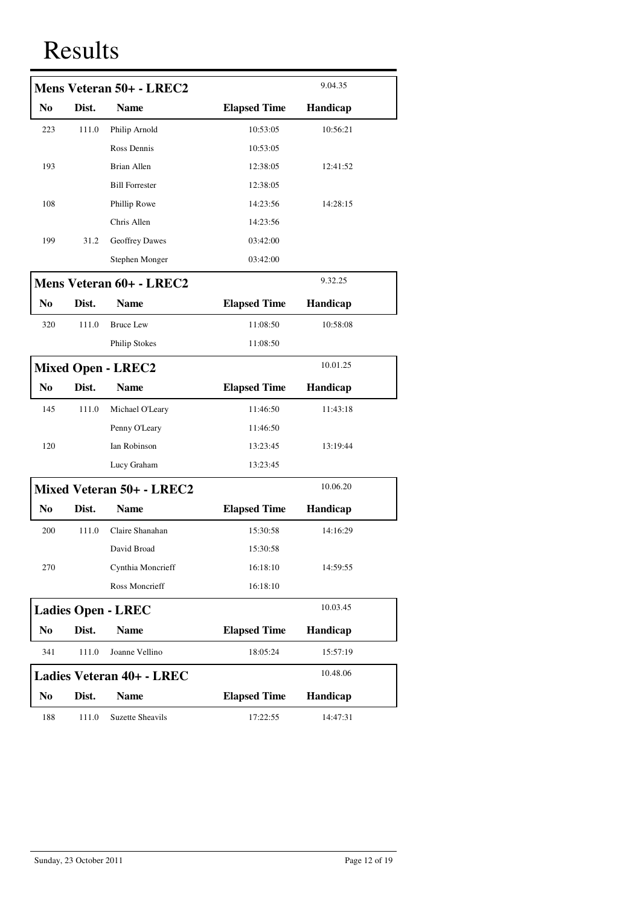# Results

## Mens Veteran 50+ - LREC2

9.04.35

| No | Dist. | Name | Elapsed Time | Handicap |
|---|---|---|---|---|
| 223 | 111.0 | Philip Arnold | 10:53:05 | 10:56:21 |
| | | Ross Dennis | 10:53:05 | |
| 193 | | Brian Allen | 12:38:05 | 12:41:52 |
| | | Bill Forrester | 12:38:05 | |
| 108 | | Phillip Rowe | 14:23:56 | 14:28:15 |
| | | Chris Allen | 14:23:56 | |
| 199 | 31.2 | Geoffrey Dawes | 03:42:00 | |
| | | Stephen Monger | 03:42:00 | |

## Mens Veteran 60+ - LREC2

9.32.25

| No | Dist. | Name | Elapsed Time | Handicap |
|---|---|---|---|---|
| 320 | 111.0 | Bruce Lew | 11:08:50 | 10:58:08 |
| | | Philip Stokes | 11:08:50 | |

## Mixed Open - LREC2

10.01.25

| No | Dist. | Name | Elapsed Time | Handicap |
|---|---|---|---|---|
| 145 | 111.0 | Michael O'Leary | 11:46:50 | 11:43:18 |
| | | Penny O'Leary | 11:46:50 | |
| 120 | | Ian Robinson | 13:23:45 | 13:19:44 |
| | | Lucy Graham | 13:23:45 | |

## Mixed Veteran 50+ - LREC2

10.06.20

| No | Dist. | Name | Elapsed Time | Handicap |
|---|---|---|---|---|
| 200 | 111.0 | Claire Shanahan | 15:30:58 | 14:16:29 |
| | | David Broad | 15:30:58 | |
| 270 | | Cynthia Moncrieff | 16:18:10 | 14:59:55 |
| | | Ross Moncrieff | 16:18:10 | |

## Ladies Open - LREC

10.03.45

| No | Dist. | Name | Elapsed Time | Handicap |
|---|---|---|---|---|
| 341 | 111.0 | Joanne Vellino | 18:05:24 | 15:57:19 |

## Ladies Veteran 40+ - LREC

10.48.06

| No | Dist. | Name | Elapsed Time | Handicap |
|---|---|---|---|---|
| 188 | 111.0 | Suzette Sheavils | 17:22:55 | 14:47:31 |

Sunday, 23 October 2011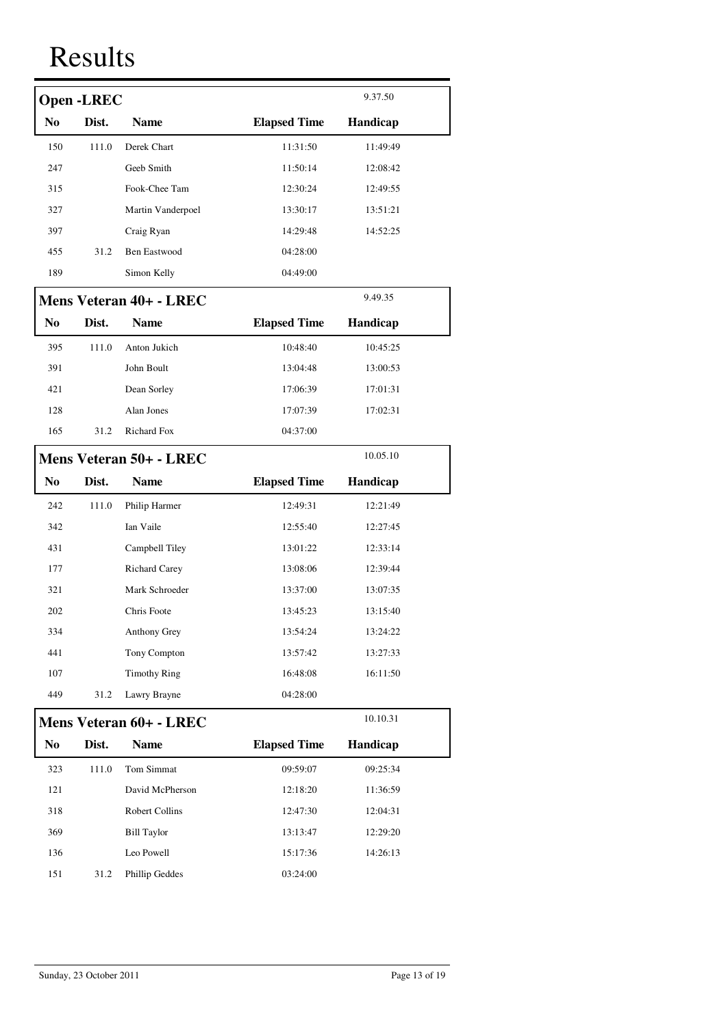# Results

## Open -LREC

9.37.50

| No | Dist. | Name | Elapsed Time | Handicap |
|---|---|---|---|---|
| 150 | 111.0 | Derek Chart | 11:31:50 | 11:49:49 |
| 247 | | Geeb Smith | 11:50:14 | 12:08:42 |
| 315 | | Fook-Chee Tam | 12:30:24 | 12:49:55 |
| 327 | | Martin Vanderpoel | 13:30:17 | 13:51:21 |
| 397 | | Craig Ryan | 14:29:48 | 14:52:25 |
| 455 | 31.2 | Ben Eastwood | 04:28:00 | |
| 189 | | Simon Kelly | 04:49:00 | |

## Mens Veteran 40+ - LREC

9.49.35

| No | Dist. | Name | Elapsed Time | Handicap |
|---|---|---|---|---|
| 395 | 111.0 | Anton Jukich | 10:48:40 | 10:45:25 |
| 391 | | John Boult | 13:04:48 | 13:00:53 |
| 421 | | Dean Sorley | 17:06:39 | 17:01:31 |
| 128 | | Alan Jones | 17:07:39 | 17:02:31 |
| 165 | 31.2 | Richard Fox | 04:37:00 | |

## Mens Veteran 50+ - LREC

10.05.10

| No | Dist. | Name | Elapsed Time | Handicap |
|---|---|---|---|---|
| 242 | 111.0 | Philip Harmer | 12:49:31 | 12:21:49 |
| 342 | | Ian Vaile | 12:55:40 | 12:27:45 |
| 431 | | Campbell Tiley | 13:01:22 | 12:33:14 |
| 177 | | Richard Carey | 13:08:06 | 12:39:44 |
| 321 | | Mark Schroeder | 13:37:00 | 13:07:35 |
| 202 | | Chris Foote | 13:45:23 | 13:15:40 |
| 334 | | Anthony Grey | 13:54:24 | 13:24:22 |
| 441 | | Tony Compton | 13:57:42 | 13:27:33 |
| 107 | | Timothy Ring | 16:48:08 | 16:11:50 |
| 449 | 31.2 | Lawry Brayne | 04:28:00 | |

## Mens Veteran 60+ - LREC

10.10.31

| No | Dist. | Name | Elapsed Time | Handicap |
|---|---|---|---|---|
| 323 | 111.0 | Tom Simmat | 09:59:07 | 09:25:34 |
| 121 | | David McPherson | 12:18:20 | 11:36:59 |
| 318 | | Robert Collins | 12:47:30 | 12:04:31 |
| 369 | | Bill Taylor | 13:13:47 | 12:29:20 |
| 136 | | Leo Powell | 15:17:36 | 14:26:13 |
| 151 | 31.2 | Phillip Geddes | 03:24:00 | |

Sunday, 23 October 2011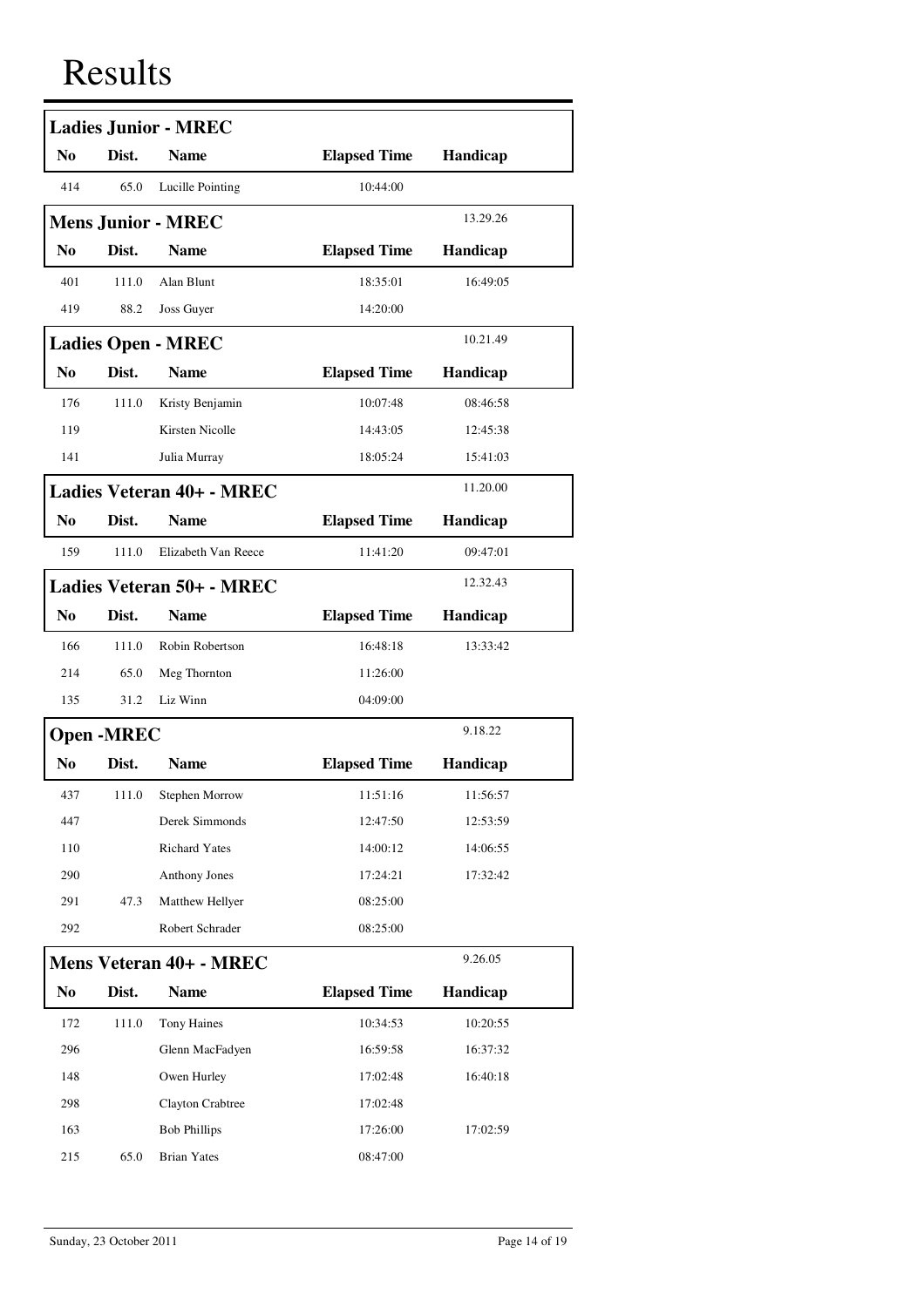# Results

### Ladies Junior - MREC

| No | Dist. | Name | Elapsed Time | Handicap |
|---|---|---|---|---|
| 414 | 65.0 | Lucille Pointing | 10:44:00 | |

### Mens Junior - MREC

13.29.26

| No | Dist. | Name | Elapsed Time | Handicap |
|---|---|---|---|---|
| 401 | 111.0 | Alan Blunt | 18:35:01 | 16:49:05 |
| 419 | 88.2 | Joss Guyer | 14:20:00 | |

### Ladies Open - MREC

10.21.49

| No | Dist. | Name | Elapsed Time | Handicap |
|---|---|---|---|---|
| 176 | 111.0 | Kristy Benjamin | 10:07:48 | 08:46:58 |
| 119 | | Kirsten Nicolle | 14:43:05 | 12:45:38 |
| 141 | | Julia Murray | 18:05:24 | 15:41:03 |

### Ladies Veteran 40+ - MREC

11.20.00

| No | Dist. | Name | Elapsed Time | Handicap |
|---|---|---|---|---|
| 159 | 111.0 | Elizabeth Van Reece | 11:41:20 | 09:47:01 |

### Ladies Veteran 50+ - MREC

12.32.43

| No | Dist. | Name | Elapsed Time | Handicap |
|---|---|---|---|---|
| 166 | 111.0 | Robin Robertson | 16:48:18 | 13:33:42 |
| 214 | 65.0 | Meg Thornton | 11:26:00 | |
| 135 | 31.2 | Liz Winn | 04:09:00 | |

### Open -MREC

9.18.22

| No | Dist. | Name | Elapsed Time | Handicap |
|---|---|---|---|---|
| 437 | 111.0 | Stephen Morrow | 11:51:16 | 11:56:57 |
| 447 | | Derek Simmonds | 12:47:50 | 12:53:59 |
| 110 | | Richard Yates | 14:00:12 | 14:06:55 |
| 290 | | Anthony Jones | 17:24:21 | 17:32:42 |
| 291 | 47.3 | Matthew Hellyer | 08:25:00 | |
| 292 | | Robert Schrader | 08:25:00 | |

### Mens Veteran 40+ - MREC

9.26.05

| No | Dist. | Name | Elapsed Time | Handicap |
|---|---|---|---|---|
| 172 | 111.0 | Tony Haines | 10:34:53 | 10:20:55 |
| 296 | | Glenn MacFadyen | 16:59:58 | 16:37:32 |
| 148 | | Owen Hurley | 17:02:48 | 16:40:18 |
| 298 | | Clayton Crabtree | 17:02:48 | |
| 163 | | Bob Phillips | 17:26:00 | 17:02:59 |
| 215 | 65.0 | Brian Yates | 08:47:00 | |

Sunday, 23 October 2011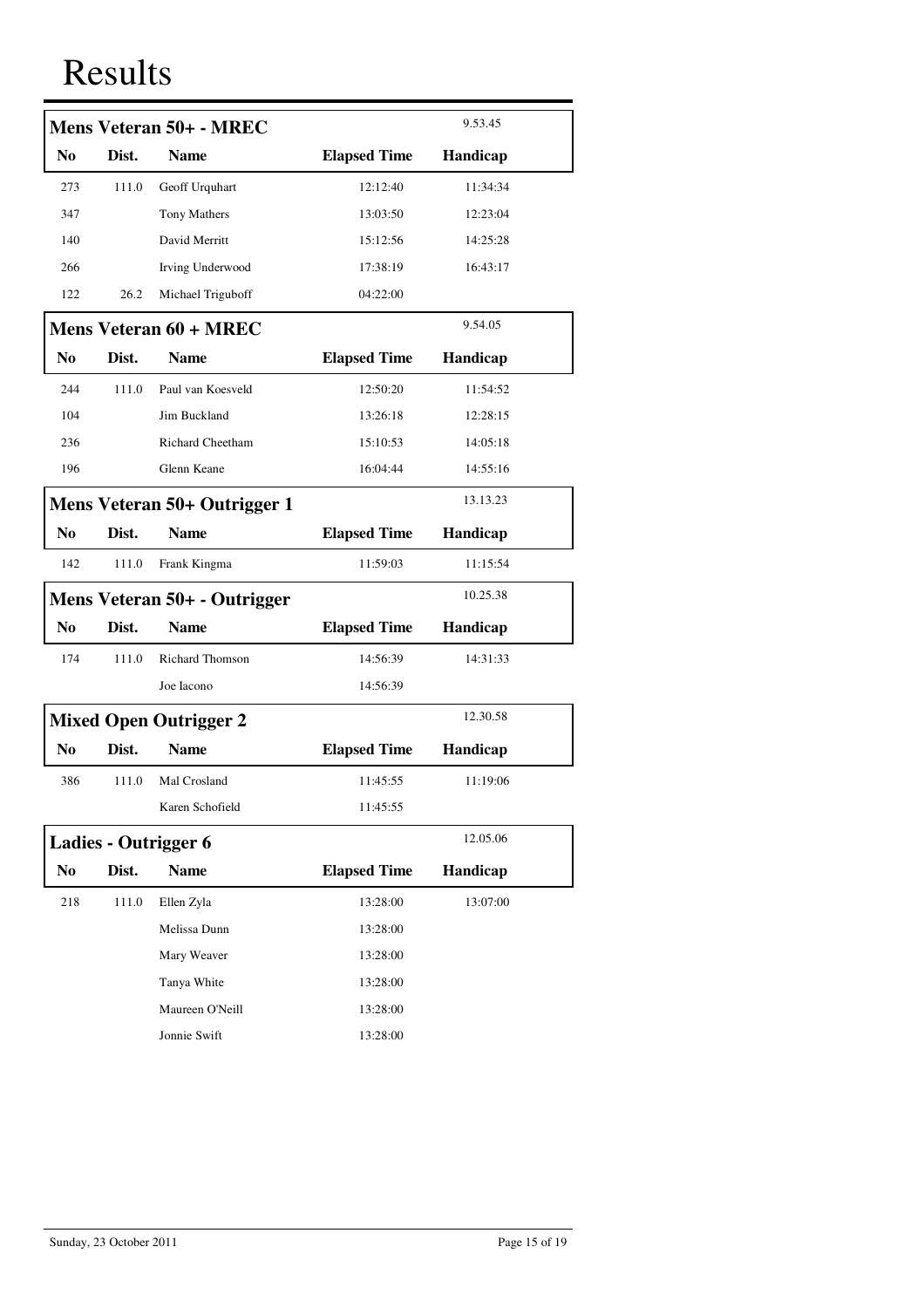# Results

## Mens Veteran 50+ - MREC

9.53.45

| No | Dist. | Name | Elapsed Time | Handicap |
|---|---|---|---|---|
| 273 | 111.0 | Geoff Urquhart | 12:12:40 | 11:34:34 |
| 347 | | Tony Mathers | 13:03:50 | 12:23:04 |
| 140 | | David Merritt | 15:12:56 | 14:25:28 |
| 266 | | Irving Underwood | 17:38:19 | 16:43:17 |
| 122 | 26.2 | Michael Triguboff | 04:22:00 | |

## Mens Veteran 60 + MREC

9.54.05

| No | Dist. | Name | Elapsed Time | Handicap |
|---|---|---|---|---|
| 244 | 111.0 | Paul van Koesveld | 12:50:20 | 11:54:52 |
| 104 | | Jim Buckland | 13:26:18 | 12:28:15 |
| 236 | | Richard Cheetham | 15:10:53 | 14:05:18 |
| 196 | | Glenn Keane | 16:04:44 | 14:55:16 |

## Mens Veteran 50+ Outrigger 1

13.13.23

| No | Dist. | Name | Elapsed Time | Handicap |
|---|---|---|---|---|
| 142 | 111.0 | Frank Kingma | 11:59:03 | 11:15:54 |

## Mens Veteran 50+ - Outrigger

10.25.38

| No | Dist. | Name | Elapsed Time | Handicap |
|---|---|---|---|---|
| 174 | 111.0 | Richard Thomson | 14:56:39 | 14:31:33 |
| | | Joe Iacono | 14:56:39 | |

## Mixed Open Outrigger 2

12.30.58

| No | Dist. | Name | Elapsed Time | Handicap |
|---|---|---|---|---|
| 386 | 111.0 | Mal Crosland | 11:45:55 | 11:19:06 |
| | | Karen Schofield | 11:45:55 | |

## Ladies - Outrigger 6

12.05.06

| No | Dist. | Name | Elapsed Time | Handicap |
|---|---|---|---|---|
| 218 | 111.0 | Ellen Zyla | 13:28:00 | 13:07:00 |
| | | Melissa Dunn | 13:28:00 | |
| | | Mary Weaver | 13:28:00 | |
| | | Tanya White | 13:28:00 | |
| | | Maureen O'Neill | 13:28:00 | |
| | | Jonnie Swift | 13:28:00 | |

Sunday, 23 October 2011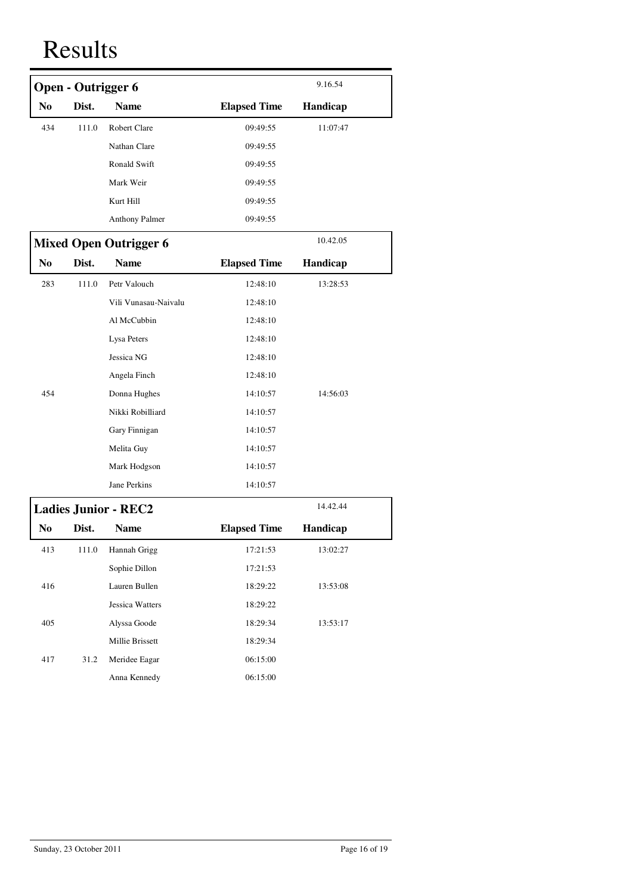# Results

## Open - Outrigger 6

9.16.54

| No | Dist. | Name | Elapsed Time | Handicap |
|---|---|---|---|---|
| 434 | 111.0 | Robert Clare | 09:49:55 | 11:07:47 |
| | | Nathan Clare | 09:49:55 | |
| | | Ronald Swift | 09:49:55 | |
| | | Mark Weir | 09:49:55 | |
| | | Kurt Hill | 09:49:55 | |
| | | Anthony Palmer | 09:49:55 | |

## Mixed Open Outrigger 6

10.42.05

| No | Dist. | Name | Elapsed Time | Handicap |
|---|---|---|---|---|
| 283 | 111.0 | Petr Valouch | 12:48:10 | 13:28:53 |
| | | Vili Vunasau-Naivalu | 12:48:10 | |
| | | Al McCubbin | 12:48:10 | |
| | | Lysa Peters | 12:48:10 | |
| | | Jessica NG | 12:48:10 | |
| | | Angela Finch | 12:48:10 | |
| 454 | | Donna Hughes | 14:10:57 | 14:56:03 |
| | | Nikki Robilliard | 14:10:57 | |
| | | Gary Finnigan | 14:10:57 | |
| | | Melita Guy | 14:10:57 | |
| | | Mark Hodgson | 14:10:57 | |
| | | Jane Perkins | 14:10:57 | |

## Ladies Junior - REC2

14.42.44

| No | Dist. | Name | Elapsed Time | Handicap |
|---|---|---|---|---|
| 413 | 111.0 | Hannah Grigg | 17:21:53 | 13:02:27 |
| | | Sophie Dillon | 17:21:53 | |
| 416 | | Lauren Bullen | 18:29:22 | 13:53:08 |
| | | Jessica Watters | 18:29:22 | |
| 405 | | Alyssa Goode | 18:29:34 | 13:53:17 |
| | | Millie Brissett | 18:29:34 | |
| 417 | 31.2 | Meridee Eagar | 06:15:00 | |
| | | Anna Kennedy | 06:15:00 | |

Sunday, 23 October 2011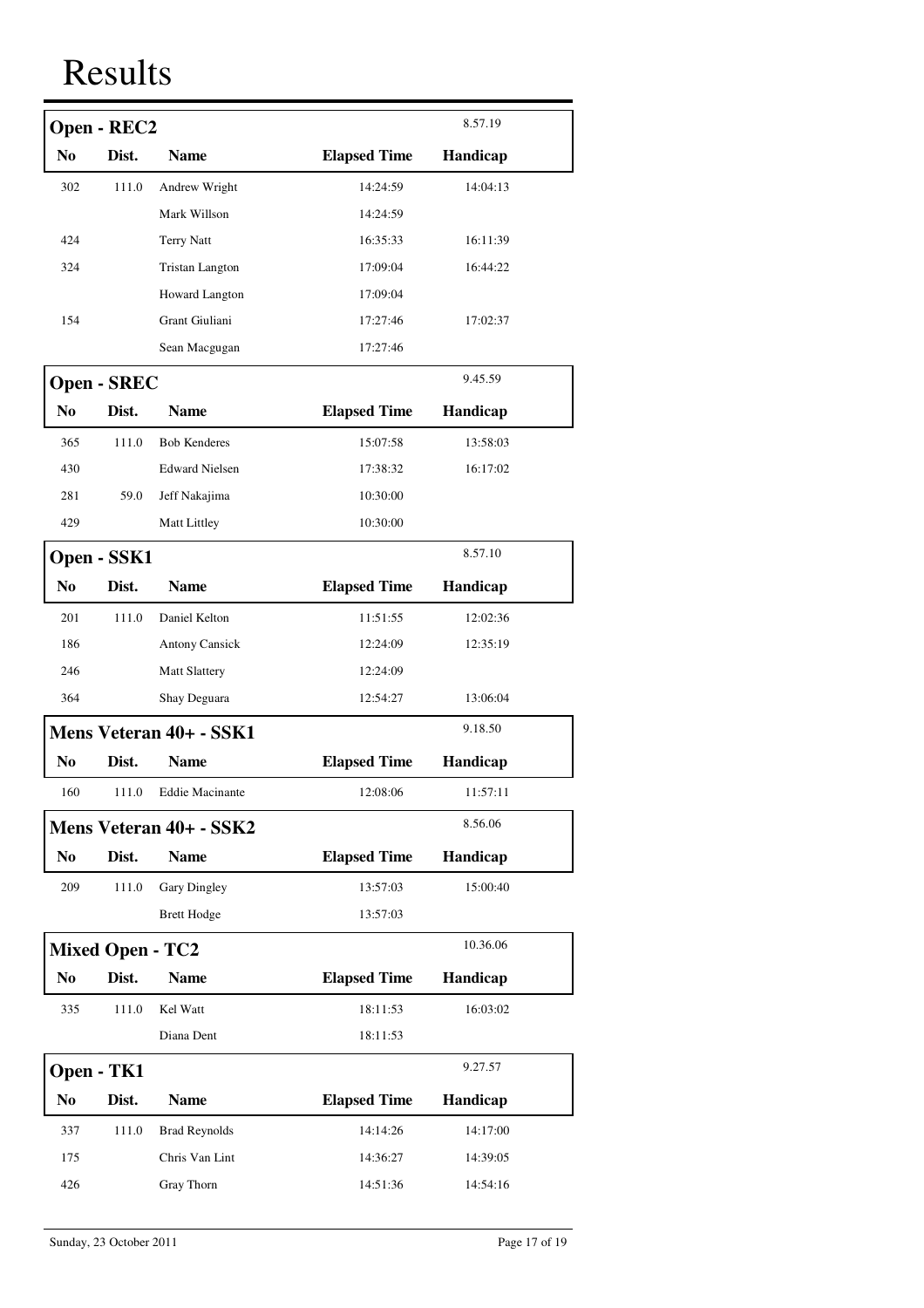# Results

## Open - REC2

8.57.19

| No | Dist. | Name | Elapsed Time | Handicap |
|---|---|---|---|---|
| 302 | 111.0 | Andrew Wright | 14:24:59 | 14:04:13 |
| | | Mark Willson | 14:24:59 | |
| 424 | | Terry Natt | 16:35:33 | 16:11:39 |
| 324 | | Tristan Langton | 17:09:04 | 16:44:22 |
| | | Howard Langton | 17:09:04 | |
| 154 | | Grant Giuliani | 17:27:46 | 17:02:37 |
| | | Sean Macgugan | 17:27:46 | |

## Open - SREC

9.45.59

| No | Dist. | Name | Elapsed Time | Handicap |
|---|---|---|---|---|
| 365 | 111.0 | Bob Kenderes | 15:07:58 | 13:58:03 |
| 430 | | Edward Nielsen | 17:38:32 | 16:17:02 |
| 281 | 59.0 | Jeff Nakajima | 10:30:00 | |
| 429 | | Matt Littley | 10:30:00 | |

## Open - SSK1

8.57.10

| No | Dist. | Name | Elapsed Time | Handicap |
|---|---|---|---|---|
| 201 | 111.0 | Daniel Kelton | 11:51:55 | 12:02:36 |
| 186 | | Antony Cansick | 12:24:09 | 12:35:19 |
| 246 | | Matt Slattery | 12:24:09 | |
| 364 | | Shay Deguara | 12:54:27 | 13:06:04 |

## Mens Veteran 40+ - SSK1

9.18.50

| No | Dist. | Name | Elapsed Time | Handicap |
|---|---|---|---|---|
| 160 | 111.0 | Eddie Macinante | 12:08:06 | 11:57:11 |

## Mens Veteran 40+ - SSK2

8.56.06

| No | Dist. | Name | Elapsed Time | Handicap |
|---|---|---|---|---|
| 209 | 111.0 | Gary Dingley | 13:57:03 | 15:00:40 |
| | | Brett Hodge | 13:57:03 | |

## Mixed Open - TC2

10.36.06

| No | Dist. | Name | Elapsed Time | Handicap |
|---|---|---|---|---|
| 335 | 111.0 | Kel Watt | 18:11:53 | 16:03:02 |
| | | Diana Dent | 18:11:53 | |

## Open - TK1

9.27.57

| No | Dist. | Name | Elapsed Time | Handicap |
|---|---|---|---|---|
| 337 | 111.0 | Brad Reynolds | 14:14:26 | 14:17:00 |
| 175 | | Chris Van Lint | 14:36:27 | 14:39:05 |
| 426 | | Gray Thorn | 14:51:36 | 14:54:16 |

Sunday, 23 October 2011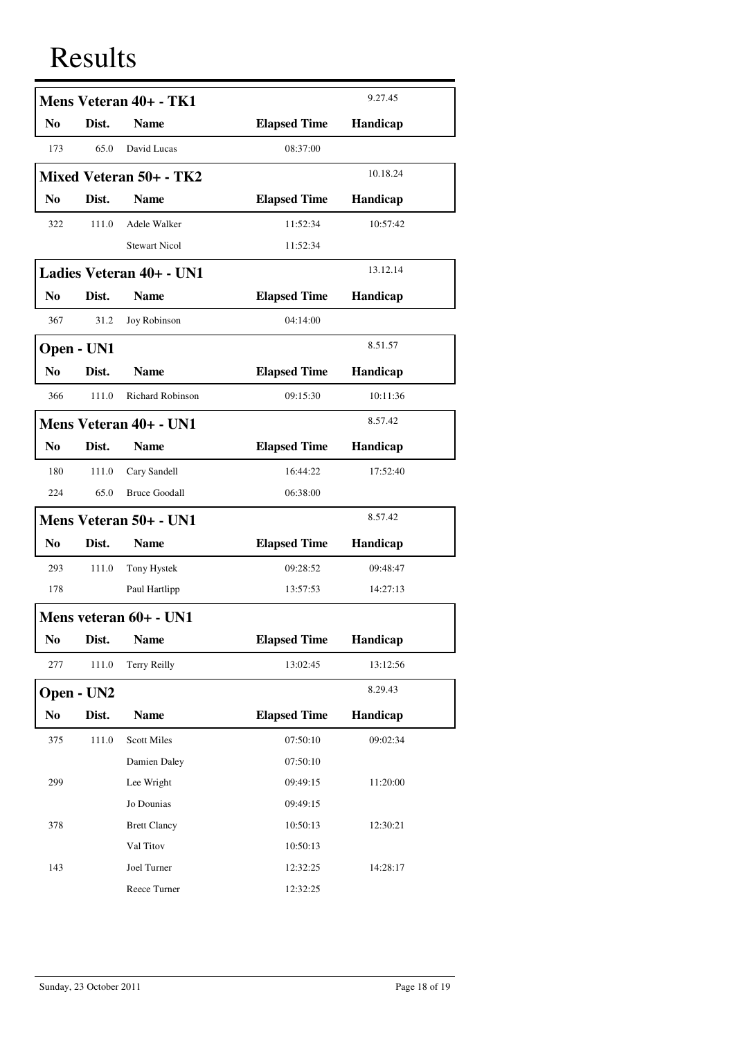# Results

## Mens Veteran 40+ - TK1

9.27.45

| No | Dist. | Name | Elapsed Time | Handicap |
|---|---|---|---|---|
| 173 | 65.0 | David Lucas | 08:37:00 | |

## Mixed Veteran 50+ - TK2

10.18.24

| No | Dist. | Name | Elapsed Time | Handicap |
|---|---|---|---|---|
| 322 | 111.0 | Adele Walker | 11:52:34 | 10:57:42 |
| | | Stewart Nicol | 11:52:34 | |

## Ladies Veteran 40+ - UN1

13.12.14

| No | Dist. | Name | Elapsed Time | Handicap |
|---|---|---|---|---|
| 367 | 31.2 | Joy Robinson | 04:14:00 | |

## Open - UN1

8.51.57

| No | Dist. | Name | Elapsed Time | Handicap |
|---|---|---|---|---|
| 366 | 111.0 | Richard Robinson | 09:15:30 | 10:11:36 |

## Mens Veteran 40+ - UN1

8.57.42

| No | Dist. | Name | Elapsed Time | Handicap |
|---|---|---|---|---|
| 180 | 111.0 | Cary Sandell | 16:44:22 | 17:52:40 |
| 224 | 65.0 | Bruce Goodall | 06:38:00 | |

## Mens Veteran 50+ - UN1

8.57.42

| No | Dist. | Name | Elapsed Time | Handicap |
|---|---|---|---|---|
| 293 | 111.0 | Tony Hystek | 09:28:52 | 09:48:47 |
| 178 | | Paul Hartlipp | 13:57:53 | 14:27:13 |

## Mens veteran 60+ - UN1

| No | Dist. | Name | Elapsed Time | Handicap |
|---|---|---|---|---|
| 277 | 111.0 | Terry Reilly | 13:02:45 | 13:12:56 |

## Open - UN2

8.29.43

| No | Dist. | Name | Elapsed Time | Handicap |
|---|---|---|---|---|
| 375 | 111.0 | Scott Miles | 07:50:10 | 09:02:34 |
| | | Damien Daley | 07:50:10 | |
| 299 | | Lee Wright | 09:49:15 | 11:20:00 |
| | | Jo Dounias | 09:49:15 | |
| 378 | | Brett Clancy | 10:50:13 | 12:30:21 |
| | | Val Titov | 10:50:13 | |
| 143 | | Joel Turner | 12:32:25 | 14:28:17 |
| | | Reece Turner | 12:32:25 | |

Sunday, 23 October 2011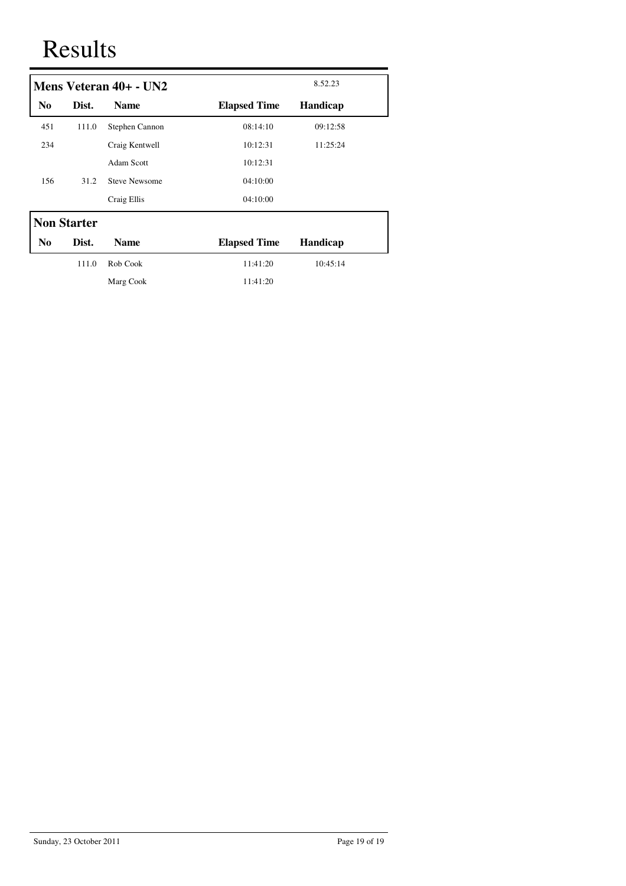# Results

| Mens Veteran 40+ - UN2 | | | | 8.52.23 |
|---|---|---|---|---|
| **No** | **Dist.** | **Name** | **Elapsed Time** | **Handicap** |
| 451 | 111.0 | Stephen Cannon | 08:14:10 | 09:12:58 |
| 234 | | Craig Kentwell | 10:12:31 | 11:25:24 |
| | | Adam Scott | 10:12:31 | |
| 156 | 31.2 | Steve Newsome | 04:10:00 | |
| | | Craig Ellis | 04:10:00 | |

| Non Starter | | | | |
|---|---|---|---|---|
| **No** | **Dist.** | **Name** | **Elapsed Time** | **Handicap** |
| | 111.0 | Rob Cook | 11:41:20 | 10:45:14 |
| | | Marg Cook | 11:41:20 | |

Sunday, 23 October 2011